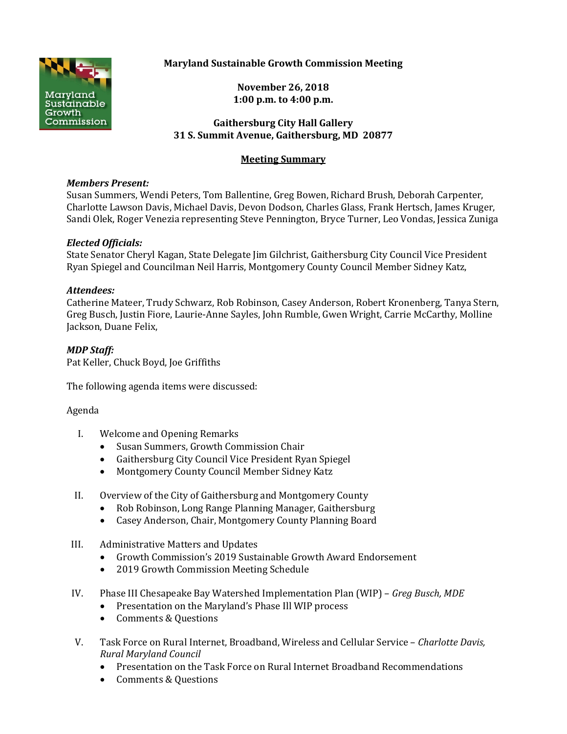# Maryland Sustainable Growth Commission Meeting

**November 26, 2018**
**1:00 p.m. to 4:00 p.m.**

**Gaithersburg City Hall Gallery**
**31 S. Summit Avenue, Gaithersburg, MD 20877**

## Meeting Summary

***Members Present:***
Susan Summers, Wendi Peters, Tom Ballentine, Greg Bowen, Richard Brush, Deborah Carpenter, Charlotte Lawson Davis, Michael Davis, Devon Dodson, Charles Glass, Frank Hertsch, James Kruger, Sandi Olek, Roger Venezia representing Steve Pennington, Bryce Turner, Leo Vondas, Jessica Zuniga

***Elected Officials:***
State Senator Cheryl Kagan, State Delegate Jim Gilchrist, Gaithersburg City Council Vice President Ryan Spiegel and Councilman Neil Harris, Montgomery County Council Member Sidney Katz,

***Attendees:***
Catherine Mateer, Trudy Schwarz, Rob Robinson, Casey Anderson, Robert Kronenberg, Tanya Stern, Greg Busch, Justin Fiore, Laurie-Anne Sayles, John Rumble, Gwen Wright, Carrie McCarthy, Molline Jackson, Duane Felix,

***MDP Staff:***
Pat Keller, Chuck Boyd, Joe Griffiths

The following agenda items were discussed:

Agenda

I. Welcome and Opening Remarks
   - Susan Summers, Growth Commission Chair
   - Gaithersburg City Council Vice President Ryan Spiegel
   - Montgomery County Council Member Sidney Katz

II. Overview of the City of Gaithersburg and Montgomery County
   - Rob Robinson, Long Range Planning Manager, Gaithersburg
   - Casey Anderson, Chair, Montgomery County Planning Board

III. Administrative Matters and Updates
   - Growth Commission's 2019 Sustainable Growth Award Endorsement
   - 2019 Growth Commission Meeting Schedule

IV. Phase III Chesapeake Bay Watershed Implementation Plan (WIP) – *Greg Busch, MDE*
   - Presentation on the Maryland's Phase III WIP process
   - Comments & Questions

V. Task Force on Rural Internet, Broadband, Wireless and Cellular Service – *Charlotte Davis, Rural Maryland Council*
   - Presentation on the Task Force on Rural Internet Broadband Recommendations
   - Comments & Questions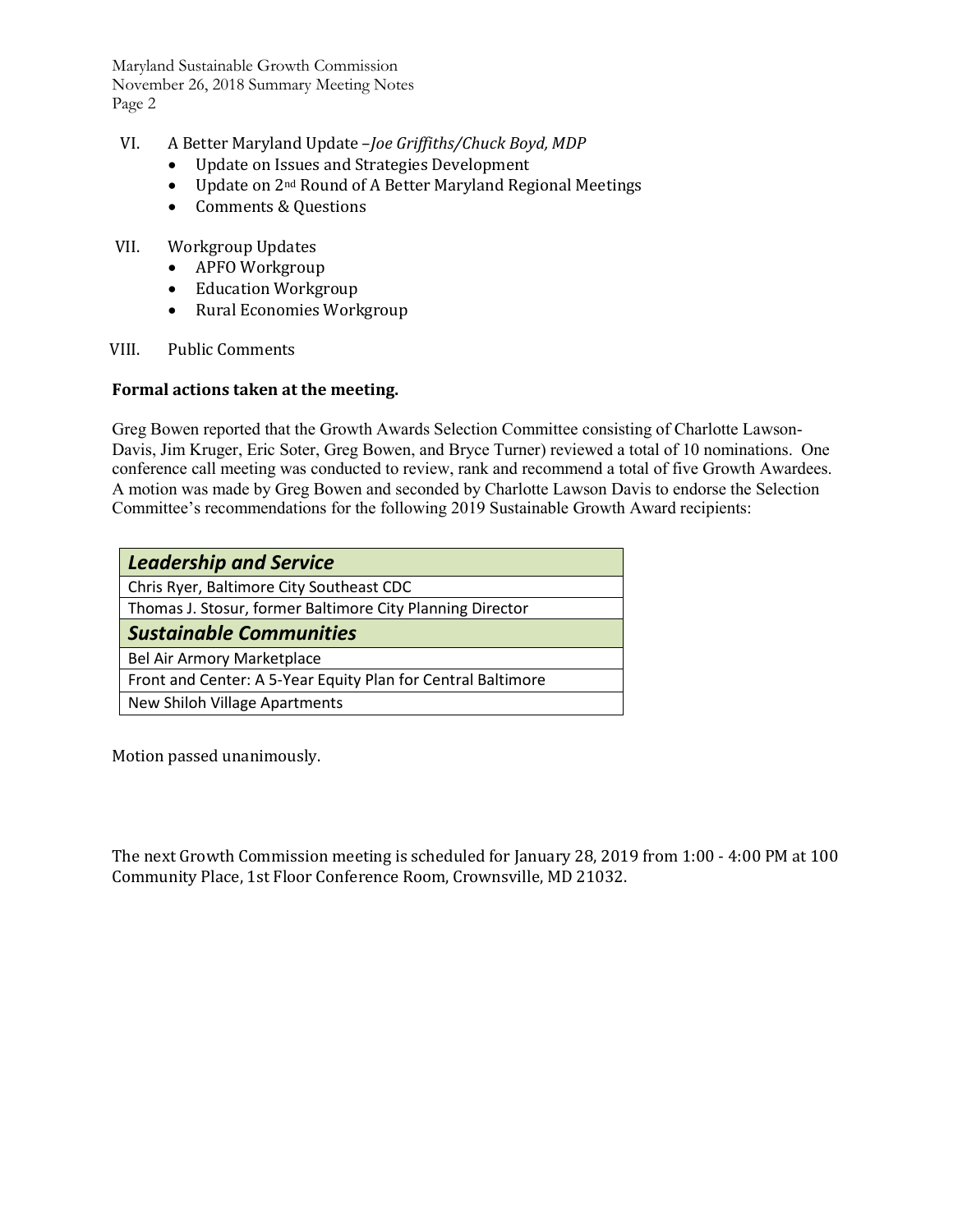VI. A Better Maryland Update –*Joe Griffiths/Chuck Boyd, MDP*
- Update on Issues and Strategies Development
- Update on 2nd Round of A Better Maryland Regional Meetings
- Comments & Questions

VII. Workgroup Updates
- APFO Workgroup
- Education Workgroup
- Rural Economies Workgroup

VIII. Public Comments

**Formal actions taken at the meeting.**

Greg Bowen reported that the Growth Awards Selection Committee consisting of Charlotte Lawson-Davis, Jim Kruger, Eric Soter, Greg Bowen, and Bryce Turner) reviewed a total of 10 nominations. One conference call meeting was conducted to review, rank and recommend a total of five Growth Awardees. A motion was made by Greg Bowen and seconded by Charlotte Lawson Davis to endorse the Selection Committee's recommendations for the following 2019 Sustainable Growth Award recipients:

| |
|---|
| ***Leadership and Service*** |
| Chris Ryer, Baltimore City Southeast CDC |
| Thomas J. Stosur, former Baltimore City Planning Director |
| ***Sustainable Communities*** |
| Bel Air Armory Marketplace |
| Front and Center: A 5-Year Equity Plan for Central Baltimore |
| New Shiloh Village Apartments |

Motion passed unanimously.

The next Growth Commission meeting is scheduled for January 28, 2019 from 1:00 - 4:00 PM at 100 Community Place, 1st Floor Conference Room, Crownsville, MD 21032.